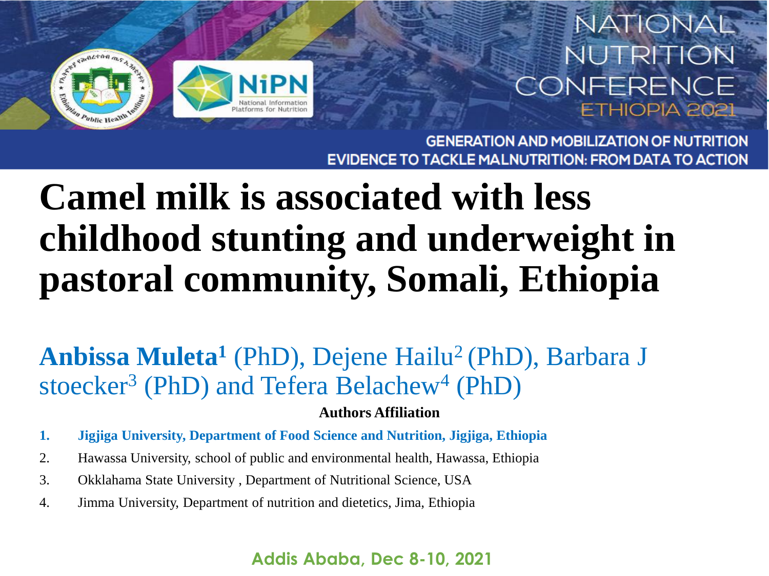NATIONAL NUTRITION CONFERENCE ETHIOPIA 2021

GENERATION AND MOBILIZATION OF NUTRITION EVIDENCE TO TACKLE MALNUTRITION: FROM DATA TO ACTION

# Camel milk is associated with less childhood stunting and underweight in pastoral community, Somali, Ethiopia

**Anbissa Muleta[1]** (PhD), Dejene Hailu[2] (PhD), Barbara J stoecker[3] (PhD) and Tefera Belachew[4] (PhD)

**Authors Affiliation**

1. **Jigjiga University, Department of Food Science and Nutrition, Jigjiga, Ethiopia**
2. Hawassa University, school of public and environmental health, Hawassa, Ethiopia
3. Okklahama State University , Department of Nutritional Science, USA
4. Jimma University, Department of nutrition and dietetics, Jima, Ethiopia

**Addis Ababa, Dec 8-10, 2021**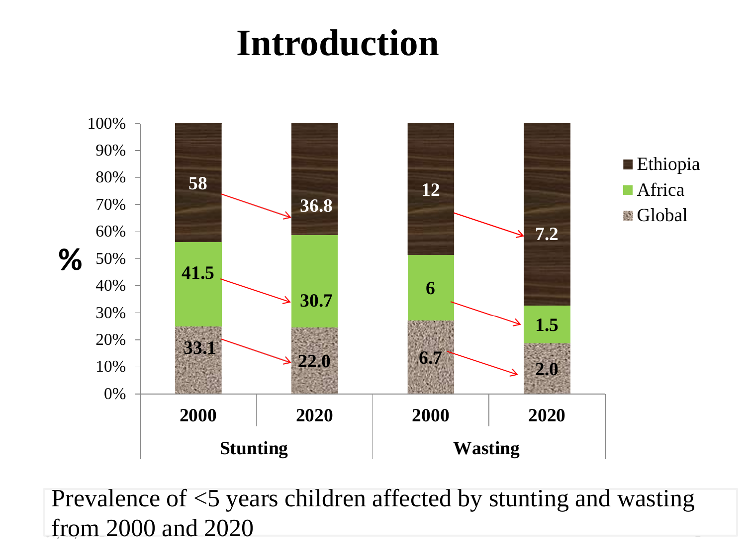# Introduction

| | Stunting 2000 | Stunting 2020 | Wasting 2000 | Wasting 2020 |
|---|---|---|---|---|
| Ethiopia | 58 | 36.8 | 12 | 7.2 |
| Africa | 41.5 | 30.7 | 6 | 1.5 |
| Global | 33.1 | 22.0 | 6.7 | 2.0 |

Prevalence of <5 years children affected by stunting and wasting from 2000 and 2020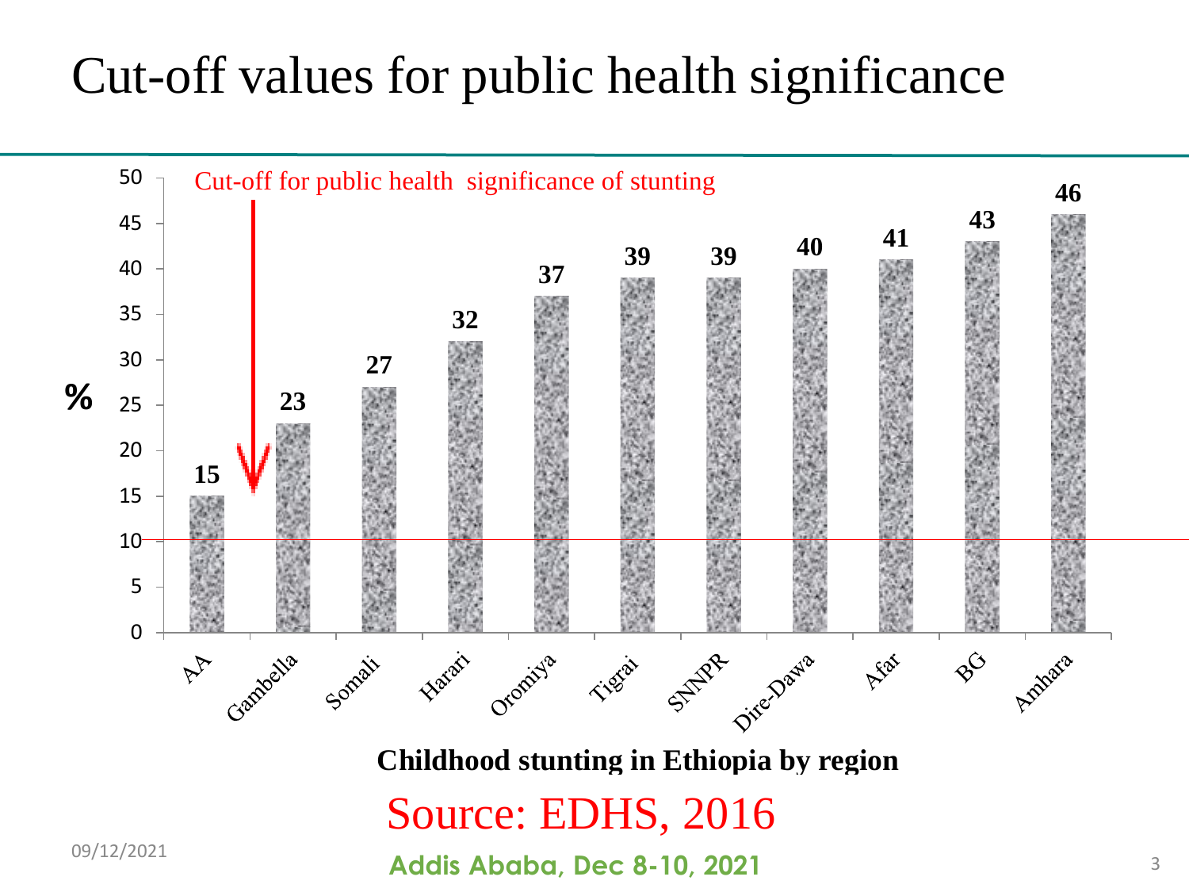# Cut-off values for public health significance

Cut-off for public health significance of stunting

| Region | % |
|---|---|
| AA | 15 |
| Gambella | 23 |
| Somali | 27 |
| Harari | 32 |
| Oromiya | 37 |
| Tigrai | 39 |
| SNNPR | 39 |
| Dire-Dawa | 40 |
| Afar | 41 |
| BG | 43 |
| Amhara | 46 |

**Childhood stunting in Ethiopia by region**

Source: EDHS, 2016

09/12/2021

**Addis Ababa, Dec 8-10, 2021**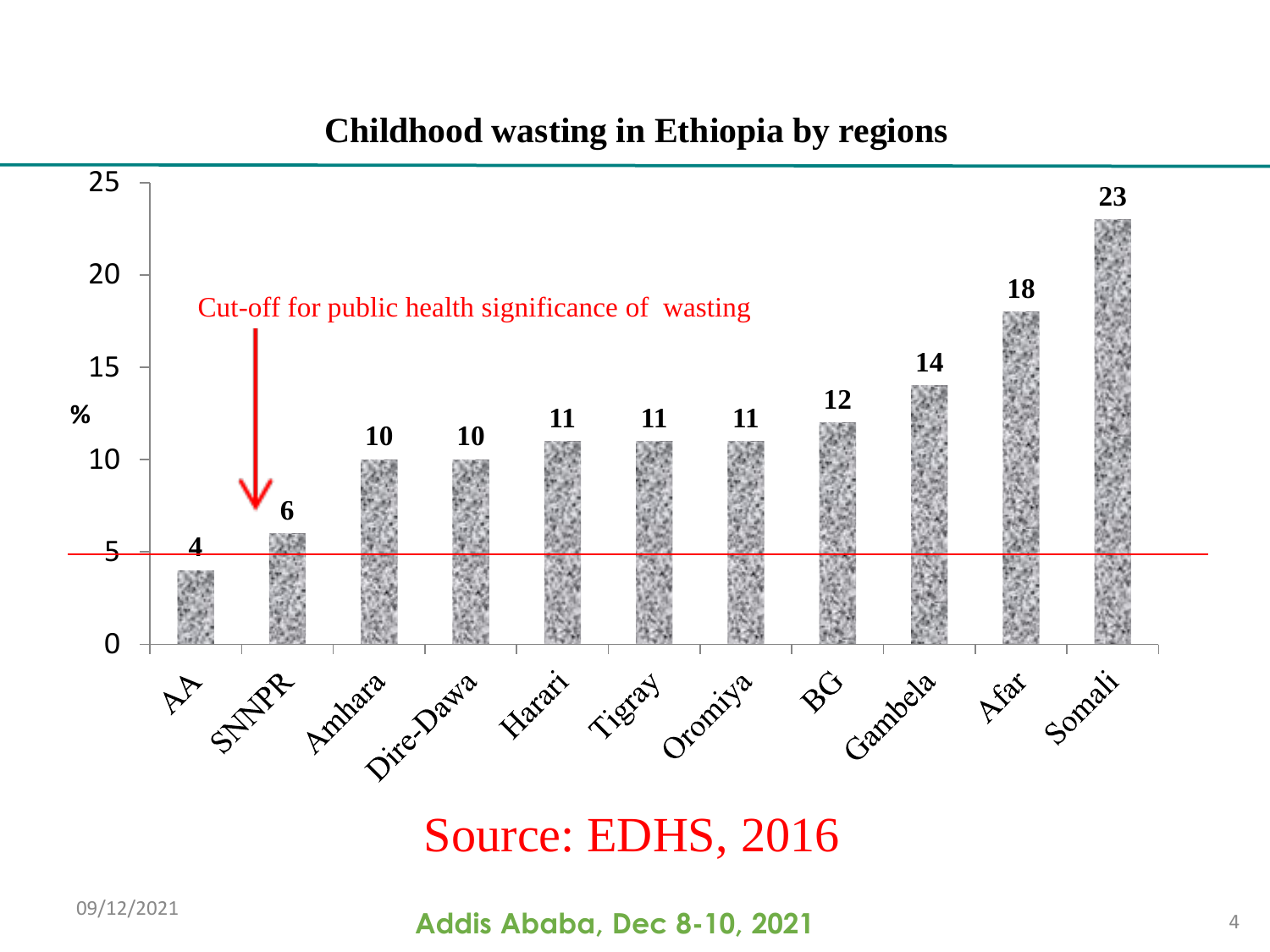## Childhood wasting in Ethiopia by regions

| Region | % |
| --- | --- |
| AA | 4 |
| SNNPR | 6 |
| Amhara | 10 |
| Dire-Dawa | 10 |
| Harari | 11 |
| Tigray | 11 |
| Oromiya | 11 |
| BG | 12 |
| Gambela | 14 |
| Afar | 18 |
| Somali | 23 |

Cut-off for public health significance of wasting: 5%

Source: EDHS, 2016

**Addis Ababa, Dec 8-10, 2021**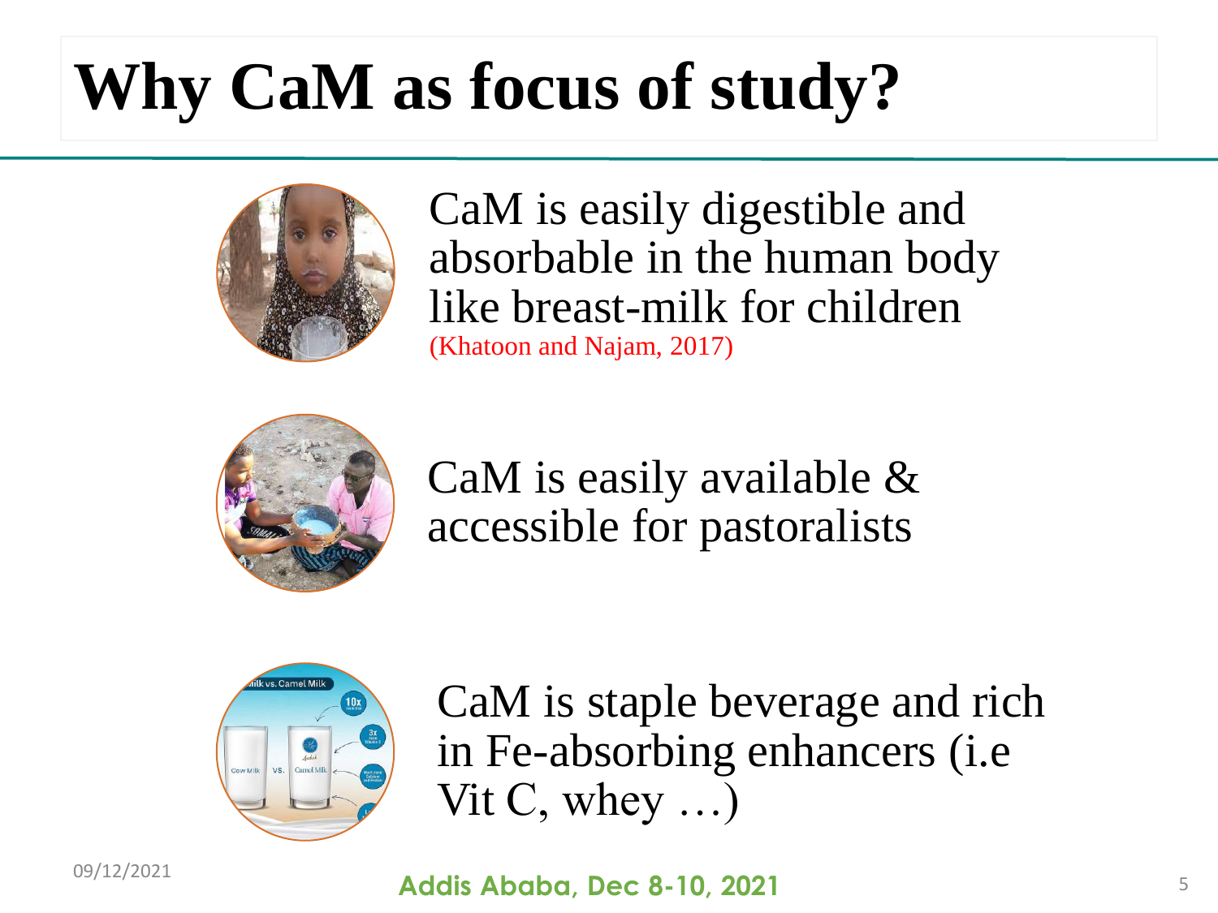# Why CaM as focus of study?

CaM is easily digestible and absorbable in the human body like breast-milk for children (Khatoon and Najam, 2017)

CaM is easily available & accessible for pastoralists

CaM is staple beverage and rich in Fe-absorbing enhancers (i.e Vit C, whey …)

09/12/2021

**Addis Ababa, Dec 8-10, 2021**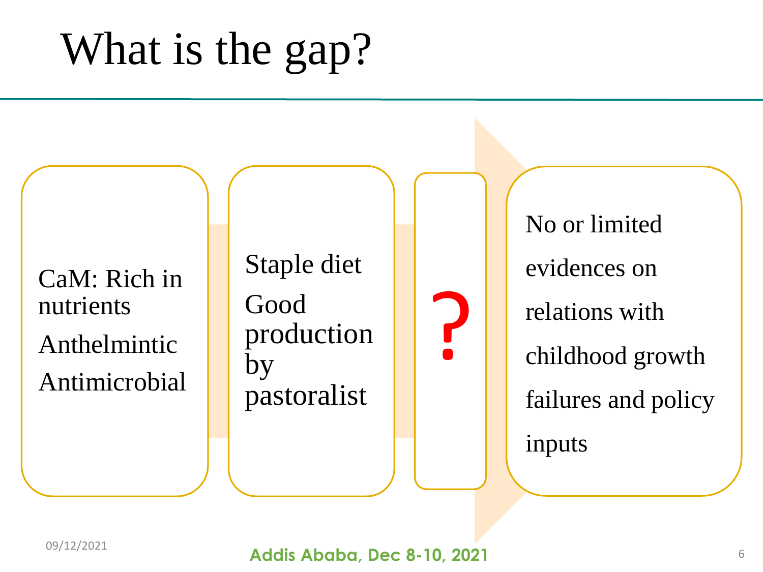# What is the gap?

CaM: Rich in nutrients

Anthelmintic

Antimicrobial

Staple diet

Good production by pastoralist

?

No or limited evidences on relations with childhood growth failures and policy inputs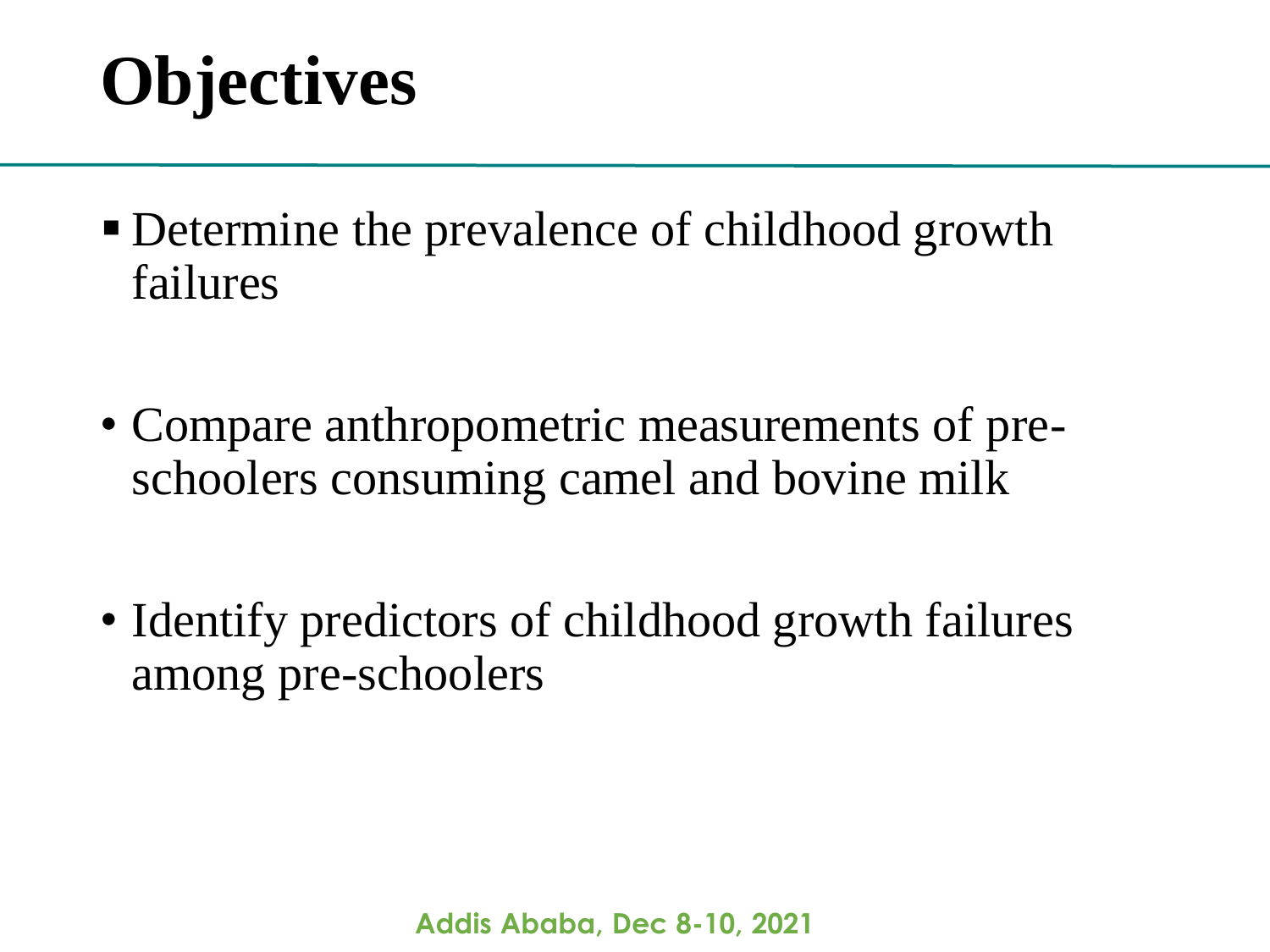# Objectives

- Determine the prevalence of childhood growth failures

- Compare anthropometric measurements of pre-schoolers consuming camel and bovine milk

- Identify predictors of childhood growth failures among pre-schoolers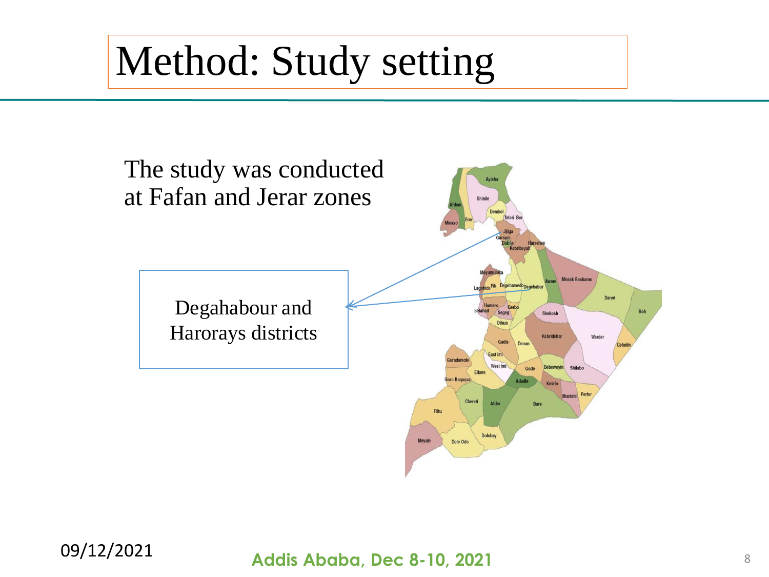# Method: Study setting

The study was conducted at Fafan and Jerar zones

Degahabour and Harorays districts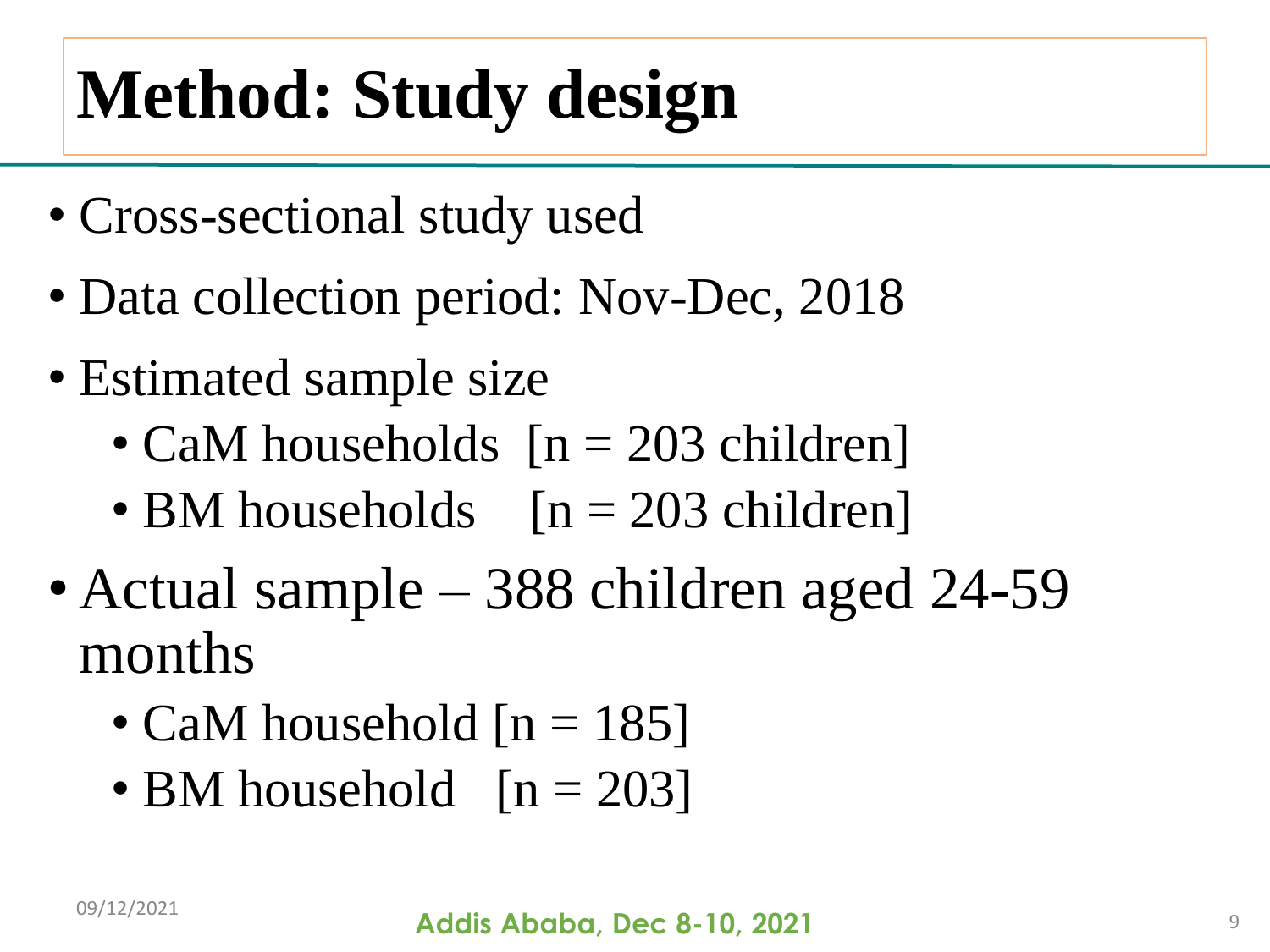# Method: Study design

- Cross-sectional study used
- Data collection period: Nov-Dec, 2018
- Estimated sample size
  - CaM households [n = 203 children]
  - BM households [n = 203 children]
- Actual sample – 388 children aged 24-59 months
  - CaM household [n = 185]
  - BM household [n = 203]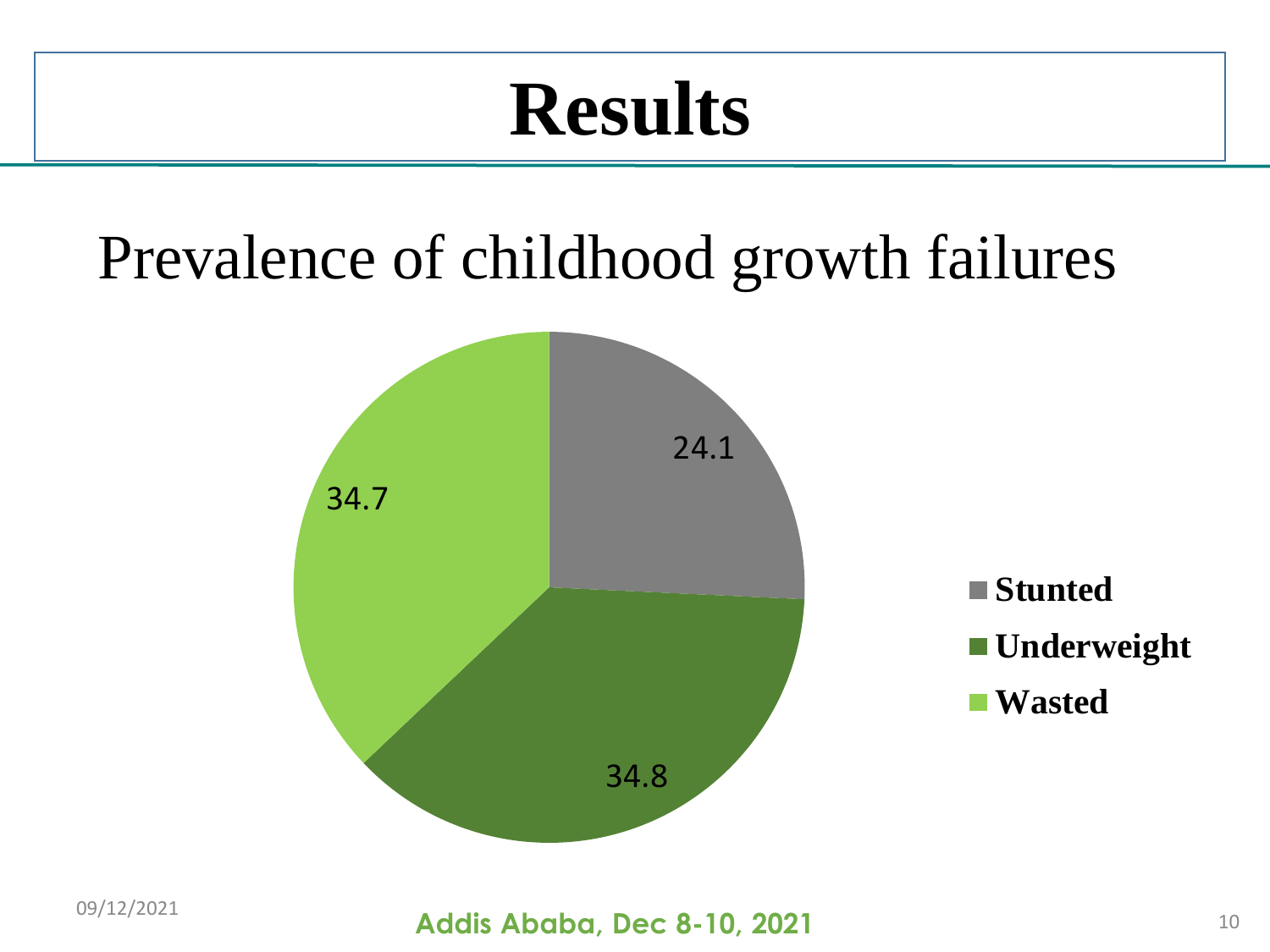# Results

## Prevalence of childhood growth failures

| Category | Prevalence |
| --- | --- |
| Stunted | 24.1 |
| Underweight | 34.8 |
| Wasted | 34.7 |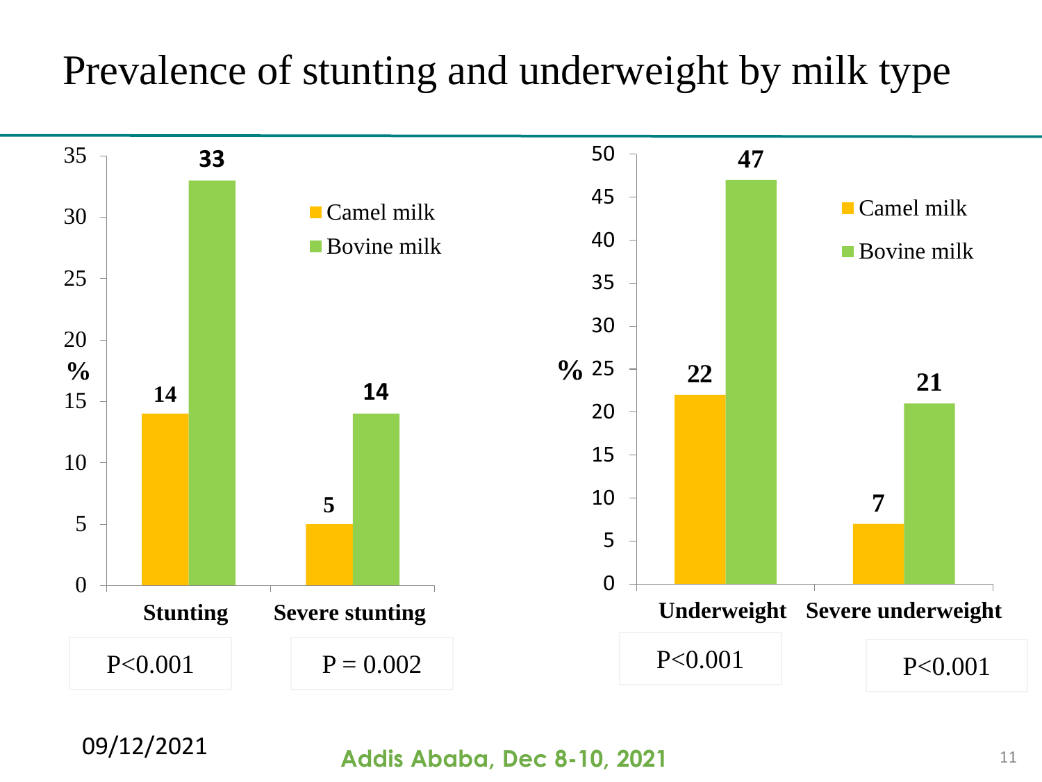# Prevalence of stunting and underweight by milk type

| | Camel milk (%) | Bovine milk (%) | P-value |
|---|---|---|---|
| Stunting | 14 | 33 | P<0.001 |
| Severe stunting | 5 | 14 | P = 0.002 |
| Underweight | 22 | 47 | P<0.001 |
| Severe underweight | 7 | 21 | P<0.001 |

09/12/2021

Addis Ababa, Dec 8-10, 2021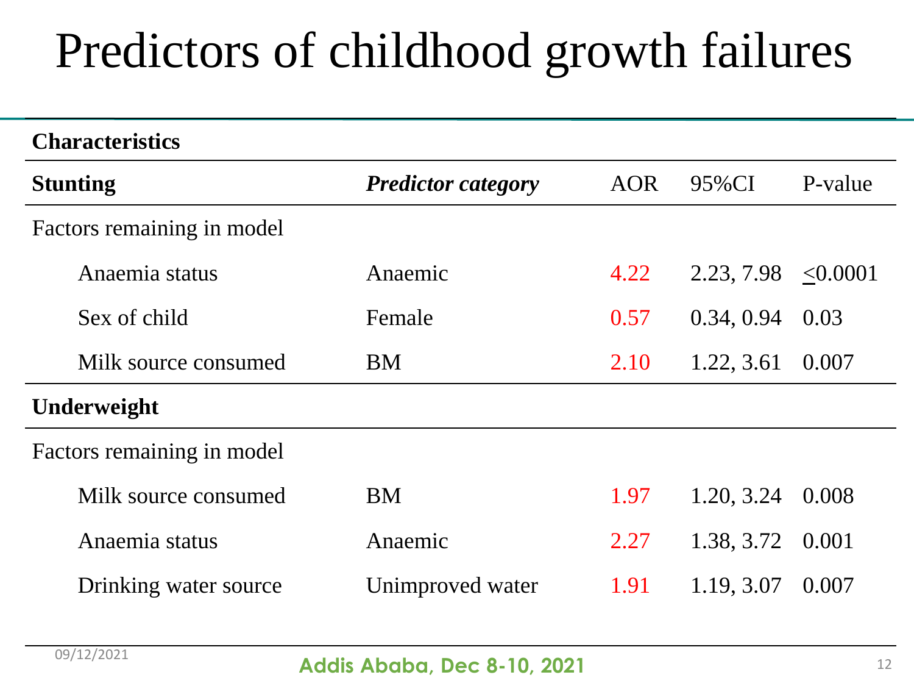# Predictors of childhood growth failures

| **Characteristics** | | | | |
|---|---|---|---|---|
| **Stunting** | ***Predictor category*** | AOR | 95%CI | P-value |
| Factors remaining in model | | | | |
| Anaemia status | Anaemic | 4.22 | 2.23, 7.98 | ≤0.0001 |
| Sex of child | Female | 0.57 | 0.34, 0.94 | 0.03 |
| Milk source consumed | BM | 2.10 | 1.22, 3.61 | 0.007 |
| **Underweight** | | | | |
| Factors remaining in model | | | | |
| Milk source consumed | BM | 1.97 | 1.20, 3.24 | 0.008 |
| Anaemia status | Anaemic | 2.27 | 1.38, 3.72 | 0.001 |
| Drinking water source | Unimproved water | 1.91 | 1.19, 3.07 | 0.007 |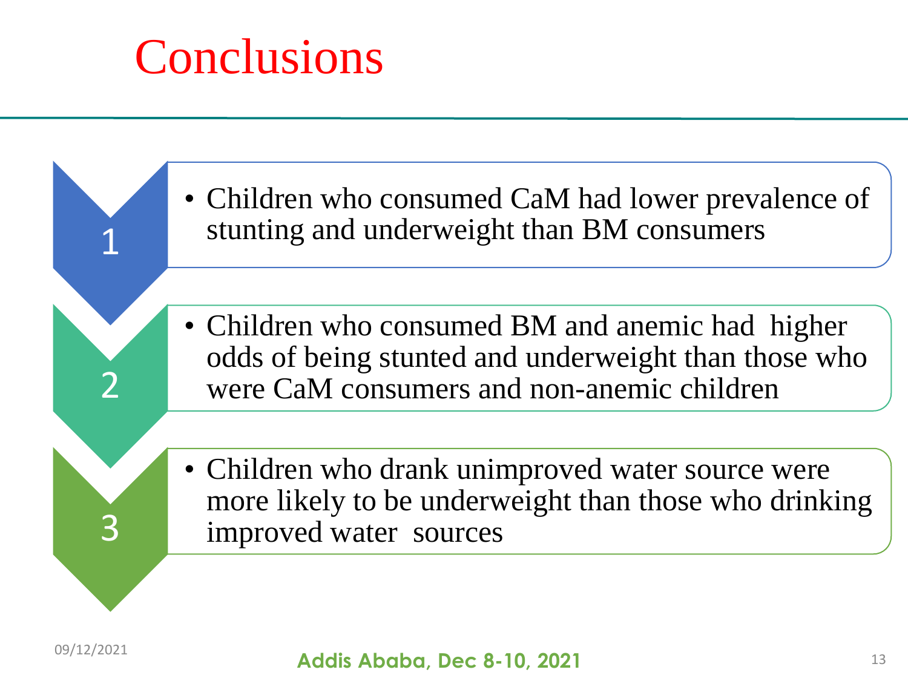# Conclusions

1. Children who consumed CaM had lower prevalence of stunting and underweight than BM consumers

2. Children who consumed BM and anemic had higher odds of being stunted and underweight than those who were CaM consumers and non-anemic children

3. Children who drank unimproved water source were more likely to be underweight than those who drinking improved water sources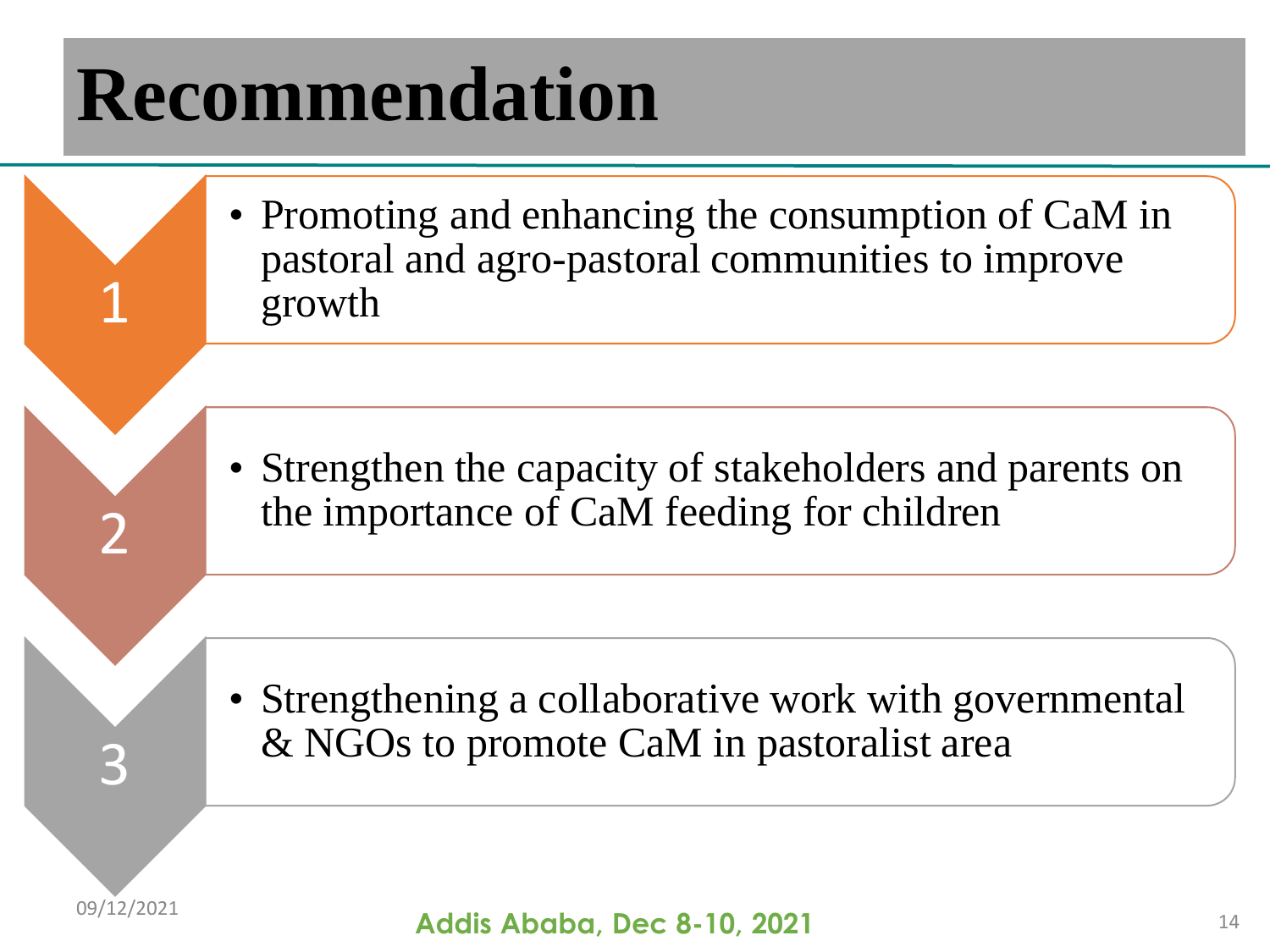# Recommendation

1. Promoting and enhancing the consumption of CaM in pastoral and agro-pastoral communities to improve growth

2. Strengthen the capacity of stakeholders and parents on the importance of CaM feeding for children

3. Strengthening a collaborative work with governmental & NGOs to promote CaM in pastoralist area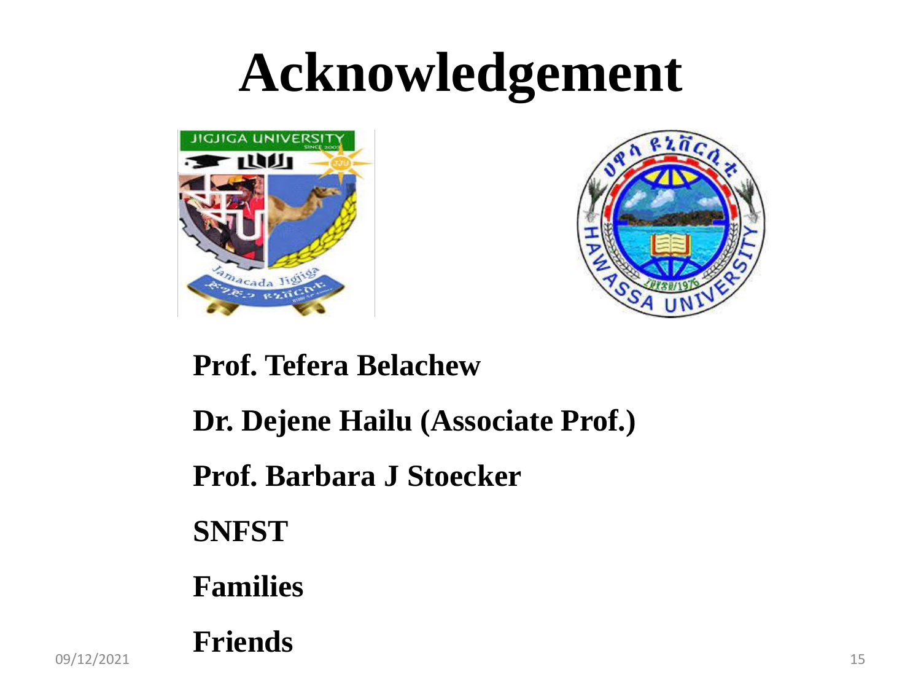# Acknowledgement

**Prof. Tefera Belachew**

**Dr. Dejene Hailu (Associate Prof.)**

**Prof. Barbara J Stoecker**

**SNFST**

**Families**

**Friends**